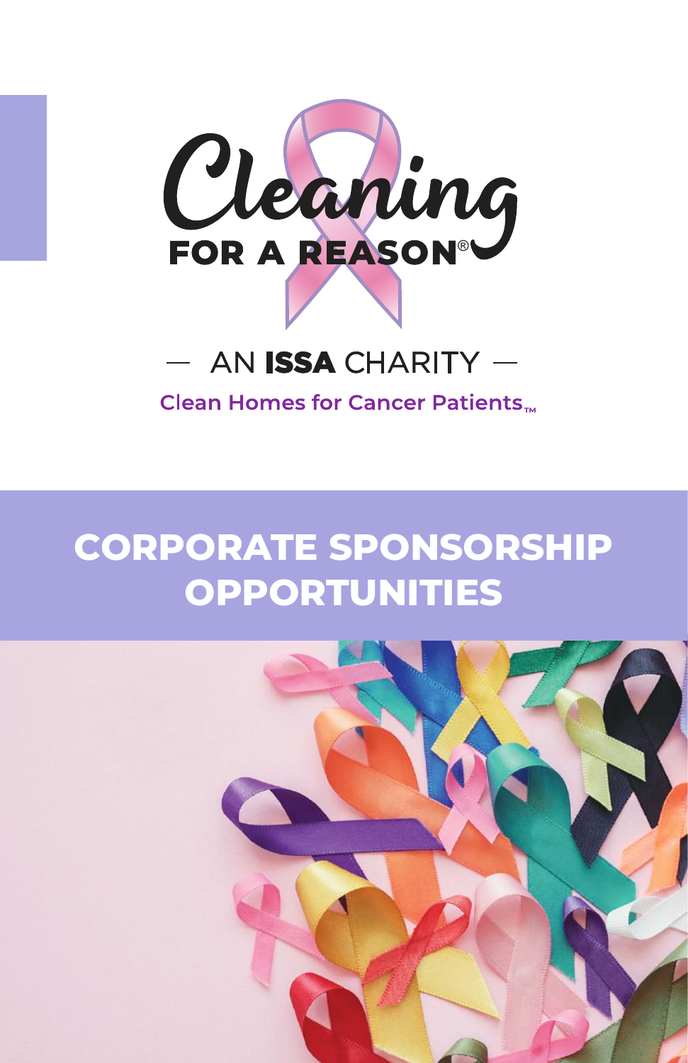# Cleaning FOR A REASON®

— AN **ISSA** CHARITY —

Clean Homes for Cancer Patients™

## CORPORATE SPONSORSHIP OPPORTUNITIES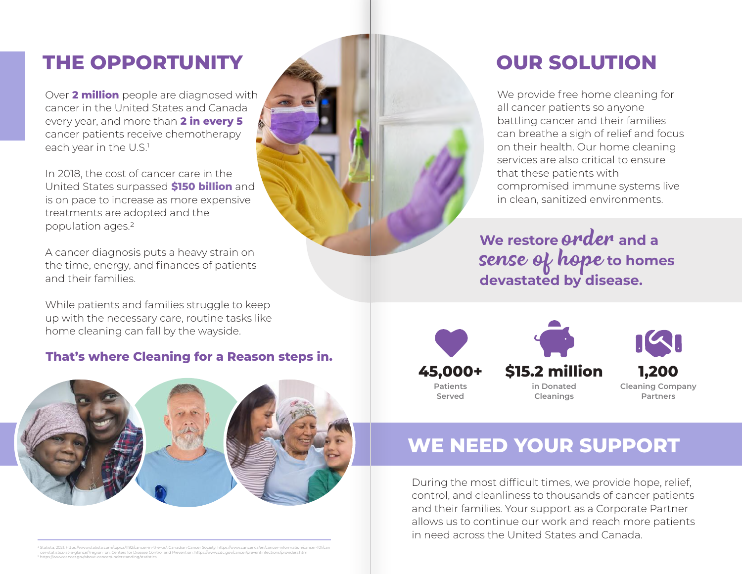## THE OPPORTUNITY

Over **2 million** people are diagnosed with cancer in the United States and Canada every year, and more than **2 in every 5** cancer patients receive chemotherapy each year in the U.S.[1]

In 2018, the cost of cancer care in the United States surpassed **$150 billion** and is on pace to increase as more expensive treatments are adopted and the population ages.[2]

A cancer diagnosis puts a heavy strain on the time, energy, and finances of patients and their families.

While patients and families struggle to keep up with the necessary care, routine tasks like home cleaning can fall by the wayside.

**That's where Cleaning for a Reason steps in.**

## OUR SOLUTION

We provide free home cleaning for all cancer patients so anyone battling cancer and their families can breathe a sigh of relief and focus on their health. Our home cleaning services are also critical to ensure that these patients with compromised immune systems live in clean, sanitized environments.

**We restore *order* and a *sense of hope* to homes devastated by disease.**

**45,000+**
Patients Served

**$15.2 million**
in Donated Cleanings

**1,200**
Cleaning Company Partners

## WE NEED YOUR SUPPORT

During the most difficult times, we provide hope, relief, control, and cleanliness to thousands of cancer patients and their families. Your support as a Corporate Partner allows us to continue our work and reach more patients in need across the United States and Canada.

---

[1] Statista, 2021: https://www.statista.com/topics/1192/cancer-in-the-us/; Canadian Cancer Society: https://www.cancer.ca/en/cancer-information/cancer-101/cancer-statistics-at-a-glance/?region=on; Centers for Disease Control and Prevention: https://www.cdc.gov/cancer/preventinfections/providers.htm

[2] https://www.cancer.gov/about-cancer/understanding/statistics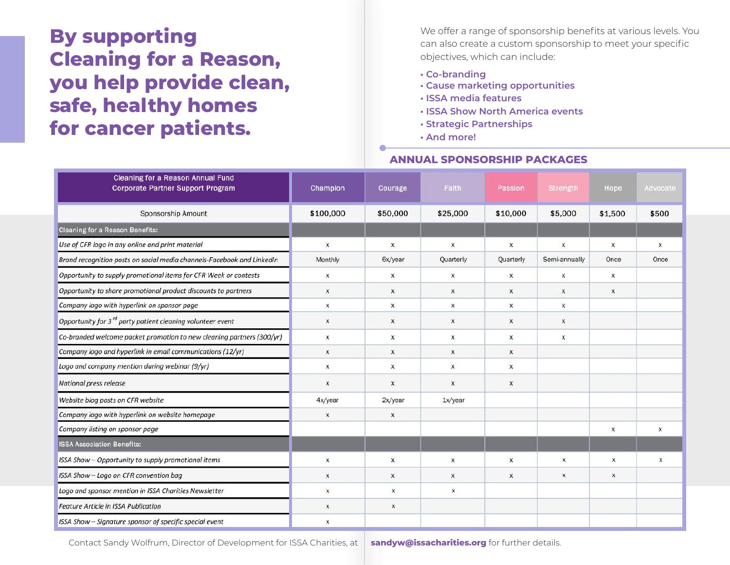# By supporting Cleaning for a Reason, you help provide clean, safe, healthy homes for cancer patients.

We offer a range of sponsorship benefits at various levels. You can also create a custom sponsorship to meet your specific objectives, which can include:

- **Co-branding**
- **Cause marketing opportunities**
- **ISSA media features**
- **ISSA Show North America events**
- **Strategic Partnerships**
- **And more!**

## ANNUAL SPONSORSHIP PACKAGES

| Cleaning for a Reason Annual Fund Corporate Partner Support Program | Champion | Courage | Faith | Passion | Strength | Hope | Advocate |
|---|---|---|---|---|---|---|---|
| Sponsorship Amount | **$100,000** | **$50,000** | **$25,000** | **$10,000** | **$5,000** | **$1,500** | **$500** |
| **Cleaning for a Reason Benefits:** | | | | | | | |
| *Use of CFR logo in any online and print material* | x | x | x | x | x | x | x |
| *Brand recognition posts on social media channels-Facebook and LinkedIn* | Monthly | 6x/year | Quarterly | Quarterly | Semi-annually | Once | Once |
| *Opportunity to supply promotional items for CFR Week or contests* | x | x | x | x | x | x | |
| *Opportunity to share promotional product discounts to partners* | x | x | x | x | x | x | |
| *Company logo with hyperlink on sponsor page* | x | x | x | x | x | | |
| *Opportunity for 3rd party patient cleaning volunteer event* | x | x | x | x | x | | |
| *Co-branded welcome packet promotion to new cleaning partners (300/yr)* | x | x | x | x | x | | |
| *Company logo and hyperlink in email communications (12/yr)* | x | x | x | x | | | |
| *Logo and company mention during webinar (9/yr)* | x | x | x | x | | | |
| *National press release* | x | x | x | x | | | |
| *Website blog posts on CFR website* | 4x/year | 2x/year | 1x/year | | | | |
| *Company logo with hyperlink on website homepage* | x | x | | | | | |
| *Company listing on sponsor page* | | | | | | x | x |
| **ISSA Association Benefits:** | | | | | | | |
| *ISSA Show – Opportunity to supply promotional items* | x | x | x | x | x | x | x |
| *ISSA Show – Logo on CFR convention bag* | x | x | x | x | x | x | |
| *Logo and sponsor mention in ISSA Charities Newsletter* | x | x | x | | | | |
| *Feature Article in ISSA Publication* | x | x | | | | | |
| *ISSA Show – Signature sponsor of specific special event* | x | | | | | | |

Contact Sandy Wolfrum, Director of Development for ISSA Charities, at **sandyw@issacharities.org** for further details.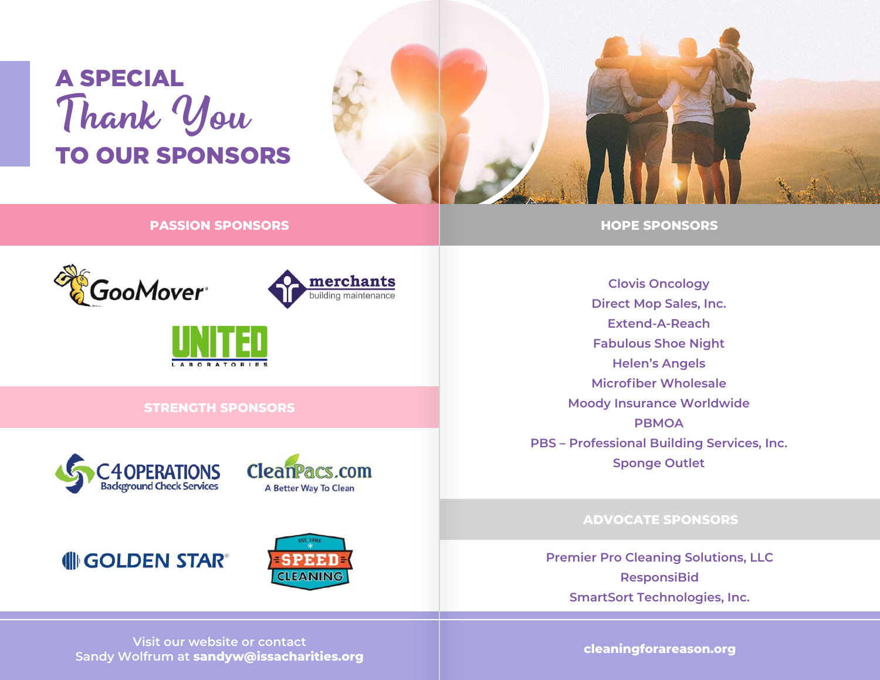# A SPECIAL *Thank You* TO OUR SPONSORS

## PASSION SPONSORS

GooMover

merchants building maintenance

UNITED LABORATORIES

## STRENGTH SPONSORS

C4 OPERATIONS Background Check Services

CleanPacs.com A Better Way To Clean

GOLDEN STAR

EST. 1985 SPEED CLEANING

## HOPE SPONSORS

Clovis Oncology
Direct Mop Sales, Inc.
Extend-A-Reach
Fabulous Shoe Night
Helen's Angels
Microfiber Wholesale
Moody Insurance Worldwide
PBMOA
PBS – Professional Building Services, Inc.
Sponge Outlet

## ADVOCATE SPONSORS

Premier Pro Cleaning Solutions, LLC
ResponsiBid
SmartSort Technologies, Inc.

Visit our website or contact
Sandy Wolfrum at **sandyw@issacharities.org**

**cleaningforareason.org**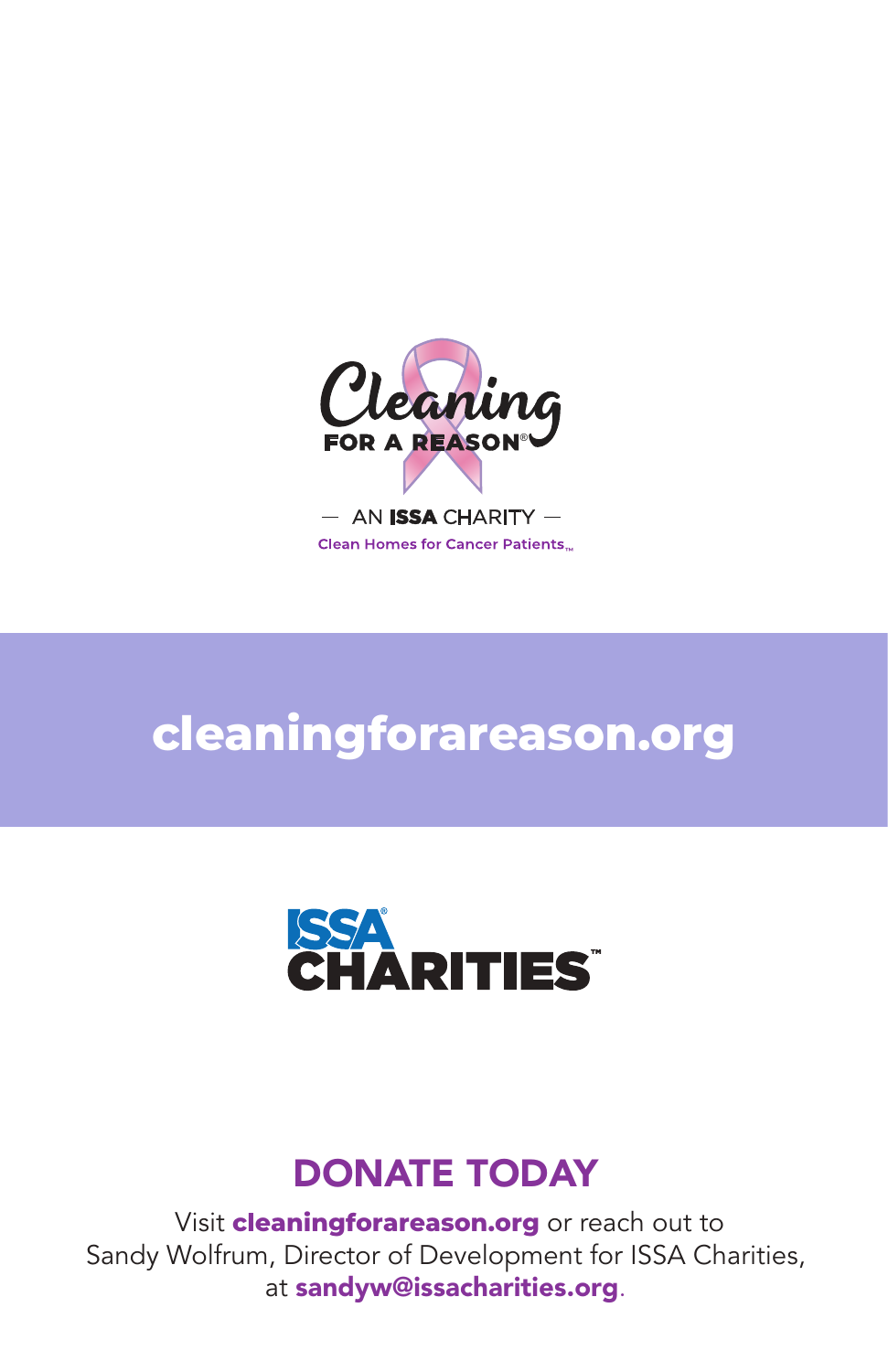Cleaning FOR A REASON®

— AN ISSA CHARITY —

Clean Homes for Cancer Patients™

## cleaningforareason.org

ISSA® CHARITIES™

## DONATE TODAY

Visit **cleaningforareason.org** or reach out to Sandy Wolfrum, Director of Development for ISSA Charities, at **sandyw@issacharities.org**.